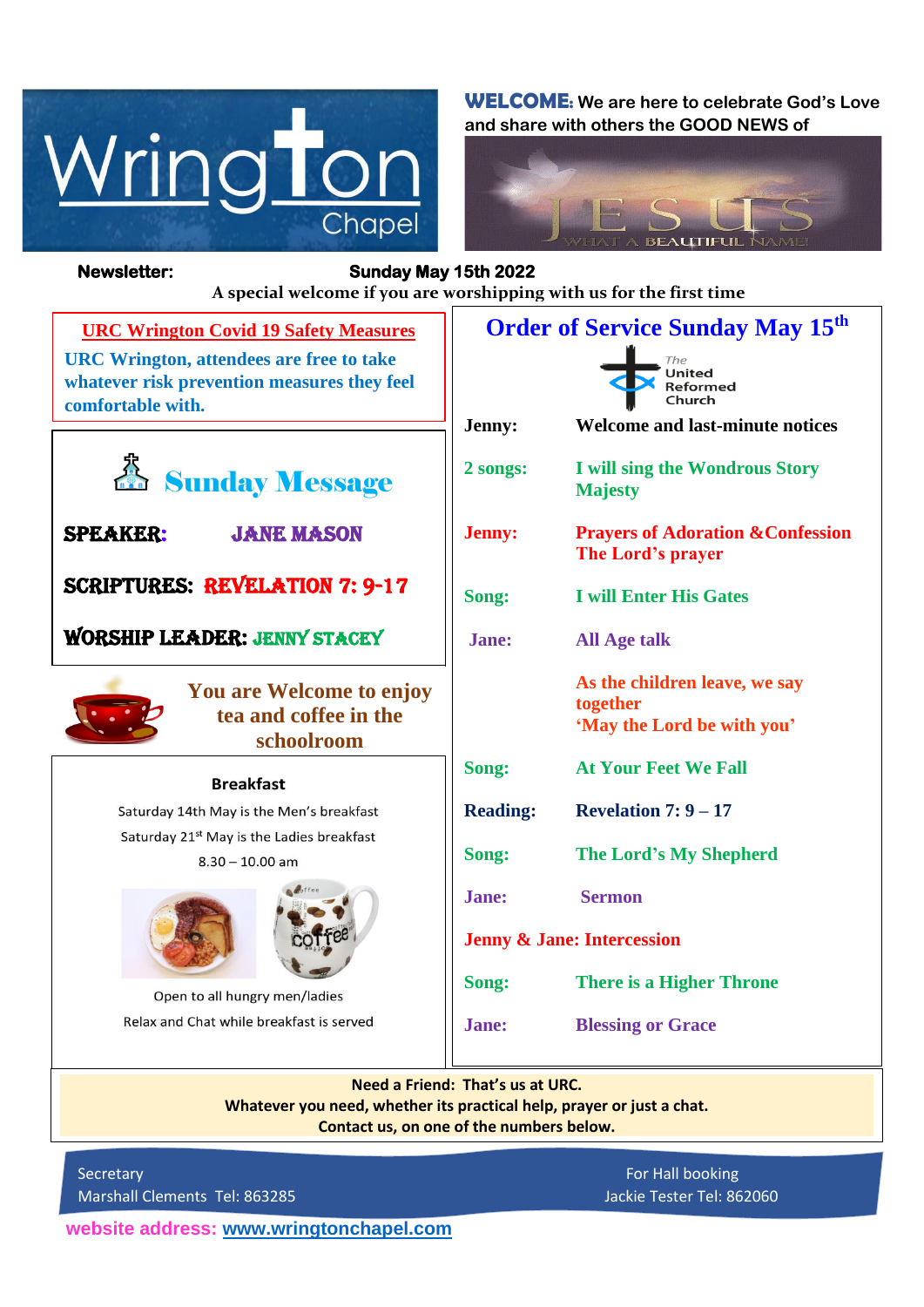# Wrington Chapel

**WELCOME:** We are here to celebrate God's Love and share with others the GOOD NEWS of

JESUS — WHAT A BEAUTIFUL NAME!

**Newsletter:** **Sunday May 15th 2022**

**A special welcome if you are worshipping with us for the first time**

## URC Wrington Covid 19 Safety Measures

**URC Wrington, attendees are free to take whatever risk prevention measures they feel comfortable with.**

## Sunday Message

**SPEAKER:** JANE MASON

**SCRIPTURES:** REVELATION 7: 9-17

**WORSHIP LEADER:** JENNY STACEY

**You are Welcome to enjoy tea and coffee in the schoolroom**

### Breakfast

Saturday 14th May is the Men's breakfast

Saturday 21st May is the Ladies breakfast

8.30 – 10.00 am

Open to all hungry men/ladies

Relax and Chat while breakfast is served

## Order of Service Sunday May 15th

The United Reformed Church

| | |
|---|---|
| **Jenny:** | **Welcome and last-minute notices** |
| **2 songs:** | **I will sing the Wondrous Story**<br>**Majesty** |
| **Jenny:** | **Prayers of Adoration & Confession**<br>**The Lord's prayer** |
| **Song:** | **I will Enter His Gates** |
| **Jane:** | **All Age talk** |
| | **As the children leave, we say together**<br>**'May the Lord be with you'** |
| **Song:** | **At Your Feet We Fall** |
| **Reading:** | **Revelation 7: 9 – 17** |
| **Song:** | **The Lord's My Shepherd** |
| **Jane:** | **Sermon** |
| **Jenny & Jane:** | **Intercession** |
| **Song:** | **There is a Higher Throne** |
| **Jane:** | **Blessing or Grace** |

**Need a Friend: That's us at URC.**
**Whatever you need, whether its practical help, prayer or just a chat.**
**Contact us, on one of the numbers below.**

Secretary
Marshall Clements Tel: 863285

For Hall booking
Jackie Tester Tel: 862060

**website address: www.wringtonchapel.com**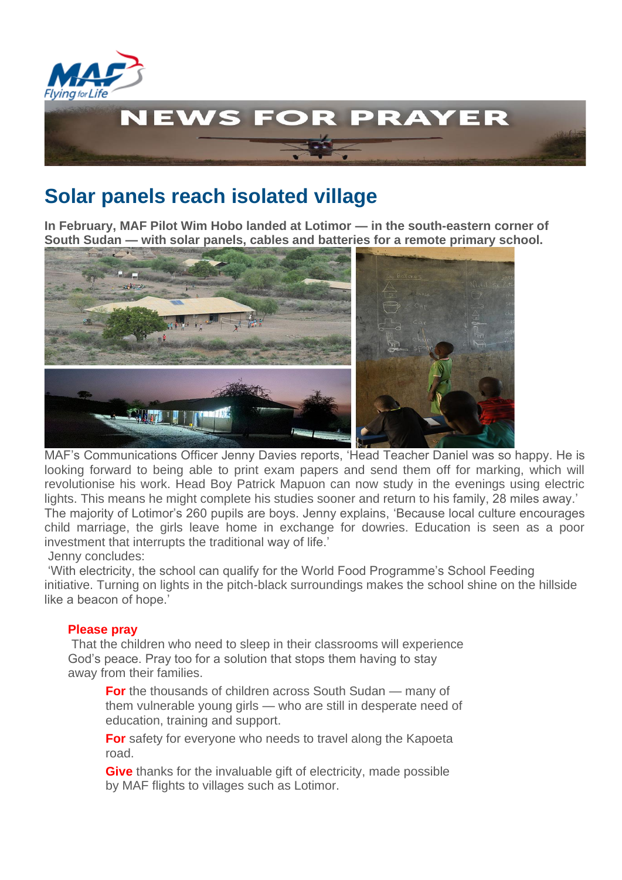# NEWS FOR PRAYER

## Solar panels reach isolated village

**In February, MAF Pilot Wim Hobo landed at Lotimor — in the south-eastern corner of South Sudan — with solar panels, cables and batteries for a remote primary school.**

MAF's Communications Officer Jenny Davies reports, 'Head Teacher Daniel was so happy. He is looking forward to being able to print exam papers and send them off for marking, which will revolutionise his work. Head Boy Patrick Mapuon can now study in the evenings using electric lights. This means he might complete his studies sooner and return to his family, 28 miles away.'

The majority of Lotimor's 260 pupils are boys. Jenny explains, 'Because local culture encourages child marriage, the girls leave home in exchange for dowries. Education is seen as a poor investment that interrupts the traditional way of life.'

Jenny concludes:

'With electricity, the school can qualify for the World Food Programme's School Feeding initiative. Turning on lights in the pitch-black surroundings makes the school shine on the hillside like a beacon of hope.'

**Please pray**

That the children who need to sleep in their classrooms will experience God's peace. Pray too for a solution that stops them having to stay away from their families.

**For** the thousands of children across South Sudan — many of them vulnerable young girls — who are still in desperate need of education, training and support.

**For** safety for everyone who needs to travel along the Kapoeta road.

**Give** thanks for the invaluable gift of electricity, made possible by MAF flights to villages such as Lotimor.